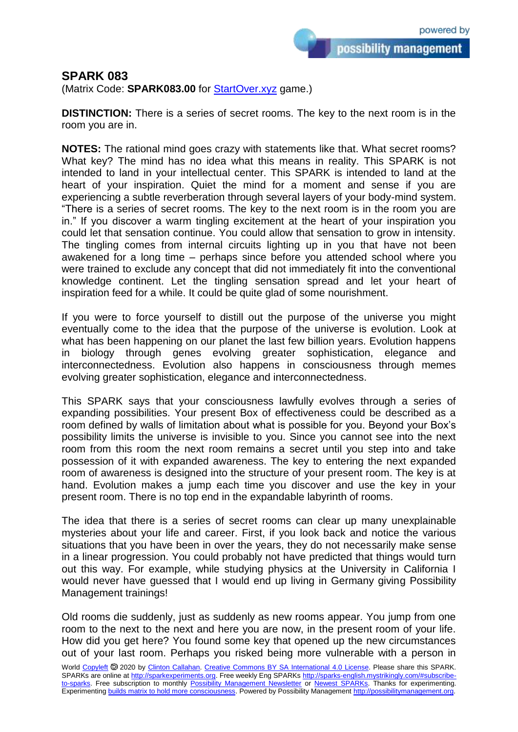## SPARK 083

(Matrix Code: **SPARK083.00** for StartOver.xyz game.)

**DISTINCTION:** There is a series of secret rooms. The key to the next room is in the room you are in.

**NOTES:** The rational mind goes crazy with statements like that. What secret rooms? What key? The mind has no idea what this means in reality. This SPARK is not intended to land in your intellectual center. This SPARK is intended to land at the heart of your inspiration. Quiet the mind for a moment and sense if you are experiencing a subtle reverberation through several layers of your body-mind system. "There is a series of secret rooms. The key to the next room is in the room you are in." If you discover a warm tingling excitement at the heart of your inspiration you could let that sensation continue. You could allow that sensation to grow in intensity. The tingling comes from internal circuits lighting up in you that have not been awakened for a long time – perhaps since before you attended school where you were trained to exclude any concept that did not immediately fit into the conventional knowledge continent. Let the tingling sensation spread and let your heart of inspiration feed for a while. It could be quite glad of some nourishment.

If you were to force yourself to distill out the purpose of the universe you might eventually come to the idea that the purpose of the universe is evolution. Look at what has been happening on our planet the last few billion years. Evolution happens in biology through genes evolving greater sophistication, elegance and interconnectedness. Evolution also happens in consciousness through memes evolving greater sophistication, elegance and interconnectedness.

This SPARK says that your consciousness lawfully evolves through a series of expanding possibilities. Your present Box of effectiveness could be described as a room defined by walls of limitation about what is possible for you. Beyond your Box's possibility limits the universe is invisible to you. Since you cannot see into the next room from this room the next room remains a secret until you step into and take possession of it with expanded awareness. The key to entering the next expanded room of awareness is designed into the structure of your present room. The key is at hand. Evolution makes a jump each time you discover and use the key in your present room. There is no top end in the expandable labyrinth of rooms.

The idea that there is a series of secret rooms can clear up many unexplainable mysteries about your life and career. First, if you look back and notice the various situations that you have been in over the years, they do not necessarily make sense in a linear progression. You could probably not have predicted that things would turn out this way. For example, while studying physics at the University in California I would never have guessed that I would end up living in Germany giving Possibility Management trainings!

Old rooms die suddenly, just as suddenly as new rooms appear. You jump from one room to the next to the next and here you are now, in the present room of your life. How did you get here? You found some key that opened up the new circumstances out of your last room. Perhaps you risked being more vulnerable with a person in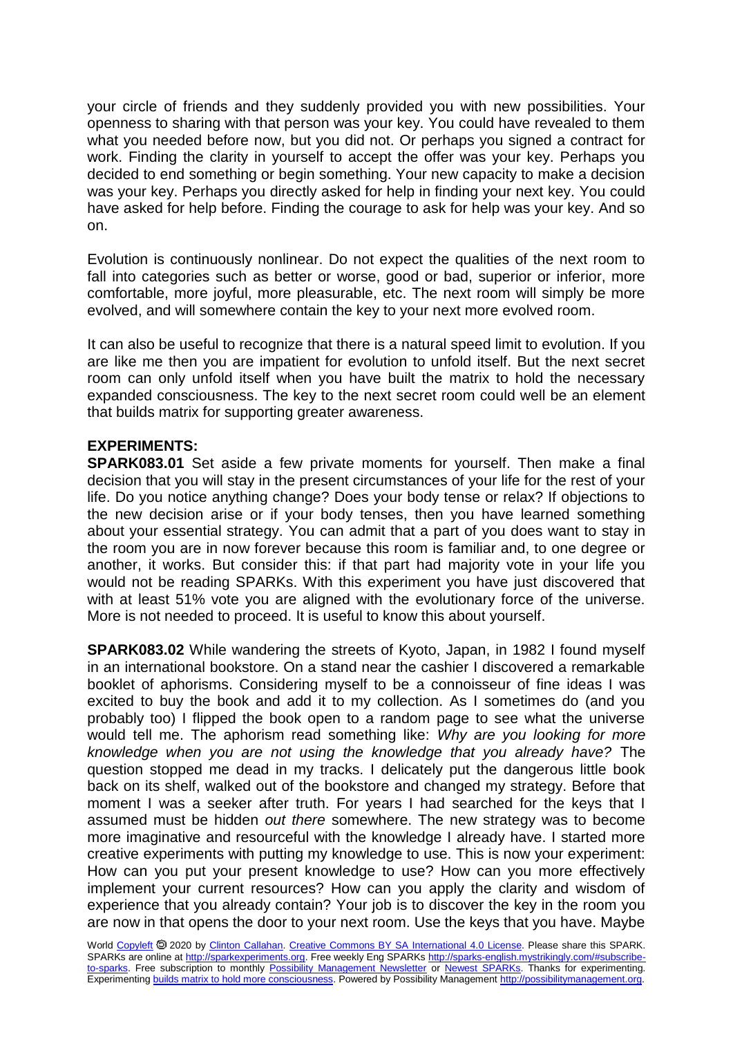your circle of friends and they suddenly provided you with new possibilities. Your openness to sharing with that person was your key. You could have revealed to them what you needed before now, but you did not. Or perhaps you signed a contract for work. Finding the clarity in yourself to accept the offer was your key. Perhaps you decided to end something or begin something. Your new capacity to make a decision was your key. Perhaps you directly asked for help in finding your next key. You could have asked for help before. Finding the courage to ask for help was your key. And so on.

Evolution is continuously nonlinear. Do not expect the qualities of the next room to fall into categories such as better or worse, good or bad, superior or inferior, more comfortable, more joyful, more pleasurable, etc. The next room will simply be more evolved, and will somewhere contain the key to your next more evolved room.

It can also be useful to recognize that there is a natural speed limit to evolution. If you are like me then you are impatient for evolution to unfold itself. But the next secret room can only unfold itself when you have built the matrix to hold the necessary expanded consciousness. The key to the next secret room could well be an element that builds matrix for supporting greater awareness.

**EXPERIMENTS:**

**SPARK083.01** Set aside a few private moments for yourself. Then make a final decision that you will stay in the present circumstances of your life for the rest of your life. Do you notice anything change? Does your body tense or relax? If objections to the new decision arise or if your body tenses, then you have learned something about your essential strategy. You can admit that a part of you does want to stay in the room you are in now forever because this room is familiar and, to one degree or another, it works. But consider this: if that part had majority vote in your life you would not be reading SPARKs. With this experiment you have just discovered that with at least 51% vote you are aligned with the evolutionary force of the universe. More is not needed to proceed. It is useful to know this about yourself.

**SPARK083.02** While wandering the streets of Kyoto, Japan, in 1982 I found myself in an international bookstore. On a stand near the cashier I discovered a remarkable booklet of aphorisms. Considering myself to be a connoisseur of fine ideas I was excited to buy the book and add it to my collection. As I sometimes do (and you probably too) I flipped the book open to a random page to see what the universe would tell me. The aphorism read something like: *Why are you looking for more knowledge when you are not using the knowledge that you already have?* The question stopped me dead in my tracks. I delicately put the dangerous little book back on its shelf, walked out of the bookstore and changed my strategy. Before that moment I was a seeker after truth. For years I had searched for the keys that I assumed must be hidden *out there* somewhere. The new strategy was to become more imaginative and resourceful with the knowledge I already have. I started more creative experiments with putting my knowledge to use. This is now your experiment: How can you put your present knowledge to use? How can you more effectively implement your current resources? How can you apply the clarity and wisdom of experience that you already contain? Your job is to discover the key in the room you are now in that opens the door to your next room. Use the keys that you have. Maybe

World Copyleft 🄯 2020 by Clinton Callahan. Creative Commons BY SA International 4.0 License. Please share this SPARK. SPARKs are online at http://sparkexperiments.org. Free weekly Eng SPARKs http://sparks-english.mystrikingly.com/#subscribe-to-sparks. Free subscription to monthly Possibility Management Newsletter or Newest SPARKs. Thanks for experimenting. Experimenting builds matrix to hold more consciousness. Powered by Possibility Management http://possibilitymanagement.org.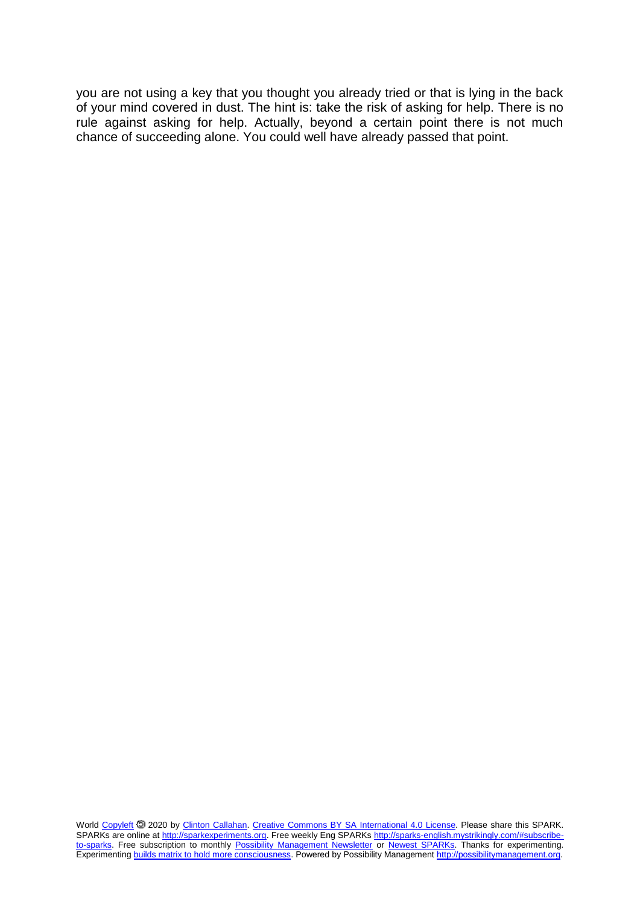you are not using a key that you thought you already tried or that is lying in the back of your mind covered in dust. The hint is: take the risk of asking for help. There is no rule against asking for help. Actually, beyond a certain point there is not much chance of succeeding alone. You could well have already passed that point.

World Copyleft 🄯 2020 by Clinton Callahan. Creative Commons BY SA International 4.0 License. Please share this SPARK. SPARKs are online at http://sparkexperiments.org. Free weekly Eng SPARKs http://sparks-english.mystrikingly.com/#subscribe-to-sparks. Free subscription to monthly Possibility Management Newsletter or Newest SPARKs. Thanks for experimenting. Experimenting builds matrix to hold more consciousness. Powered by Possibility Management http://possibilitymanagement.org.